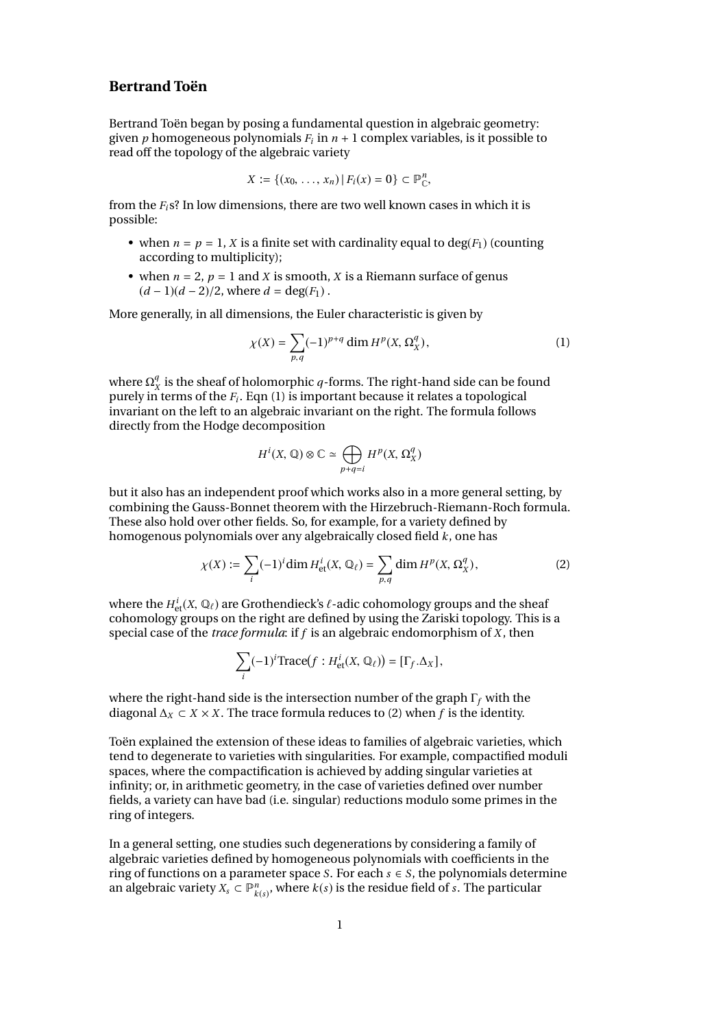## Bertrand Toën

Bertrand Toën began by posing a fundamental question in algebraic geometry: given $p$ homogeneous polynomials $F_i$ in $n+1$ complex variables, is it possible to read off the topology of the algebraic variety

$$X := \{(x_0, \ldots, x_n) \,|\, F_i(x) = 0\} \subset \mathbb{P}^n_{\mathbb{C}},$$

from the $F_i$s? In low dimensions, there are two well known cases in which it is possible:

- when $n = p = 1$, $X$ is a finite set with cardinality equal to $\deg(F_1)$ (counting according to multiplicity);
- when $n = 2$, $p = 1$ and $X$ is smooth, $X$ is a Riemann surface of genus $(d-1)(d-2)/2$, where $d = \deg(F_1)$ .

More generally, in all dimensions, the Euler characteristic is given by

$$\chi(X) = \sum_{p,q} (-1)^{p+q} \dim H^p(X, \Omega^q_X), \tag{1}$$

where $\Omega^q_X$ is the sheaf of holomorphic $q$-forms. The right-hand side can be found purely in terms of the $F_i$. Eqn (1) is important because it relates a topological invariant on the left to an algebraic invariant on the right. The formula follows directly from the Hodge decomposition

$$H^i(X, \mathbb{Q}) \otimes \mathbb{C} \simeq \bigoplus_{p+q=i} H^p(X, \Omega^q_X)$$

but it also has an independent proof which works also in a more general setting, by combining the Gauss-Bonnet theorem with the Hirzebruch-Riemann-Roch formula. These also hold over other fields. So, for example, for a variety defined by homogenous polynomials over any algebraically closed field $k$, one has

$$\chi(X) := \sum_i (-1)^i \dim H^i_{\text{et}}(X, \mathbb{Q}_\ell) = \sum_{p,q} \dim H^p(X, \Omega^q_X), \tag{2}$$

where the $H^i_{\text{et}}(X, \mathbb{Q}_\ell)$ are Grothendieck's $\ell$-adic cohomology groups and the sheaf cohomology groups on the right are defined by using the Zariski topology. This is a special case of the *trace formula*: if $f$ is an algebraic endomorphism of $X$, then

$$\sum_i (-1)^i \text{Trace}\big(f : H^i_{\text{et}}(X, \mathbb{Q}_\ell)\big) = [\Gamma_f.\Delta_X],$$

where the right-hand side is the intersection number of the graph $\Gamma_f$ with the diagonal $\Delta_X \subset X \times X$. The trace formula reduces to (2) when $f$ is the identity.

Toën explained the extension of these ideas to families of algebraic varieties, which tend to degenerate to varieties with singularities. For example, compactified moduli spaces, where the compactification is achieved by adding singular varieties at infinity; or, in arithmetic geometry, in the case of varieties defined over number fields, a variety can have bad (i.e. singular) reductions modulo some primes in the ring of integers.

In a general setting, one studies such degenerations by considering a family of algebraic varieties defined by homogeneous polynomials with coefficients in the ring of functions on a parameter space $S$. For each $s \in S$, the polynomials determine an algebraic variety $X_s \subset \mathbb{P}^n_{k(s)}$, where $k(s)$ is the residue field of $s$. The particular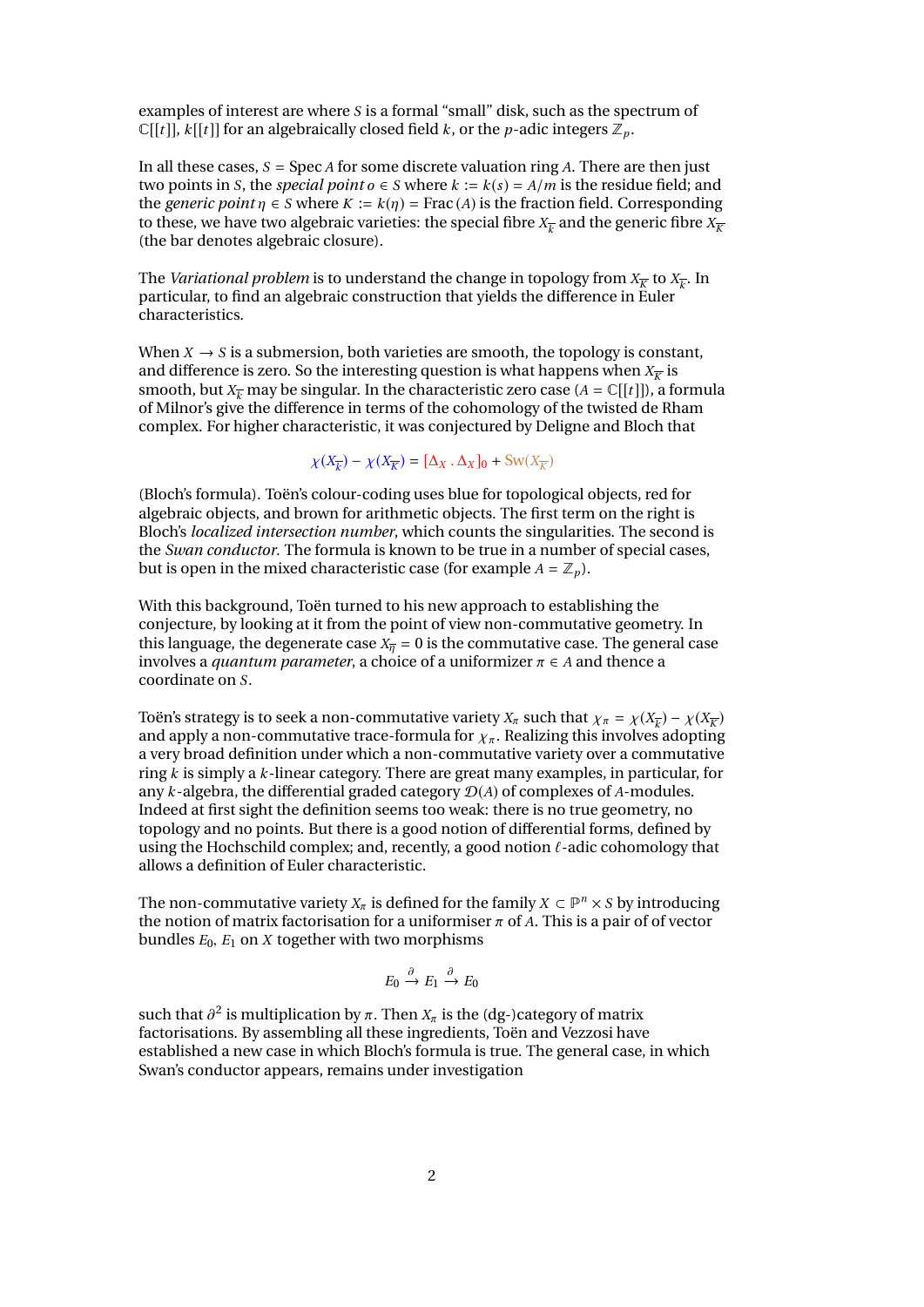examples of interest are where $S$ is a formal "small" disk, such as the spectrum of $\mathbb{C}[[t]]$, $k[[t]]$ for an algebraically closed field $k$, or the $p$-adic integers $\mathbb{Z}_p$.

In all these cases, $S = \operatorname{Spec} A$ for some discrete valuation ring $A$. There are then just two points in $S$, the *special point* $o \in S$ where $k := k(s) = A/m$ is the residue field; and the *generic point* $\eta \in S$ where $K := k(\eta) = \operatorname{Frac}(A)$ is the fraction field. Corresponding to these, we have two algebraic varieties: the special fibre $X_{\overline{k}}$ and the generic fibre $X_{\overline{K}}$ (the bar denotes algebraic closure).

The *Variational problem* is to understand the change in topology from $X_{\overline{K}}$ to $X_{\overline{k}}$. In particular, to find an algebraic construction that yields the difference in Euler characteristics.

When $X \to S$ is a submersion, both varieties are smooth, the topology is constant, and difference is zero. So the interesting question is what happens when $X_{\overline{K}}$ is smooth, but $X_{\overline{k}}$ may be singular. In the characteristic zero case ($A = \mathbb{C}[[t]]$), a formula of Milnor's give the difference in terms of the cohomology of the twisted de Rham complex. For higher characteristic, it was conjectured by Deligne and Bloch that

$$\chi(X_{\overline{k}}) - \chi(X_{\overline{K}}) = [\Delta_X \,.\, \Delta_X]_0 + \mathrm{Sw}(X_{\overline{K}})$$

(Bloch's formula). Toën's colour-coding uses blue for topological objects, red for algebraic objects, and brown for arithmetic objects. The first term on the right is Bloch's *localized intersection number*, which counts the singularities. The second is the *Swan conductor*. The formula is known to be true in a number of special cases, but is open in the mixed characteristic case (for example $A = \mathbb{Z}_p$).

With this background, Toën turned to his new approach to establishing the conjecture, by looking at it from the point of view non-commutative geometry. In this language, the degenerate case $X_{\overline{\eta}} = 0$ is the commutative case. The general case involves a *quantum parameter*, a choice of a uniformizer $\pi \in A$ and thence a coordinate on $S$.

Toën's strategy is to seek a non-commutative variety $X_\pi$ such that $\chi_\pi = \chi(X_{\overline{k}}) - \chi(X_{\overline{K}})$ and apply a non-commutative trace-formula for $\chi_\pi$. Realizing this involves adopting a very broad definition under which a non-commutative variety over a commutative ring $k$ is simply a $k$-linear category. There are great many examples, in particular, for any $k$-algebra, the differential graded category $\mathcal{D}(A)$ of complexes of $A$-modules. Indeed at first sight the definition seems too weak: there is no true geometry, no topology and no points. But there is a good notion of differential forms, defined by using the Hochschild complex; and, recently, a good notion $\ell$-adic cohomology that allows a definition of Euler characteristic.

The non-commutative variety $X_\pi$ is defined for the family $X \subset \mathbb{P}^n \times S$ by introducing the notion of matrix factorisation for a uniformiser $\pi$ of $A$. This is a pair of of vector bundles $E_0$, $E_1$ on $X$ together with two morphisms

$$E_0 \xrightarrow{\partial} E_1 \xrightarrow{\partial} E_0$$

such that $\partial^2$ is multiplication by $\pi$. Then $X_\pi$ is the (dg-)category of matrix factorisations. By assembling all these ingredients, Toën and Vezzosi have established a new case in which Bloch's formula is true. The general case, in which Swan's conductor appears, remains under investigation